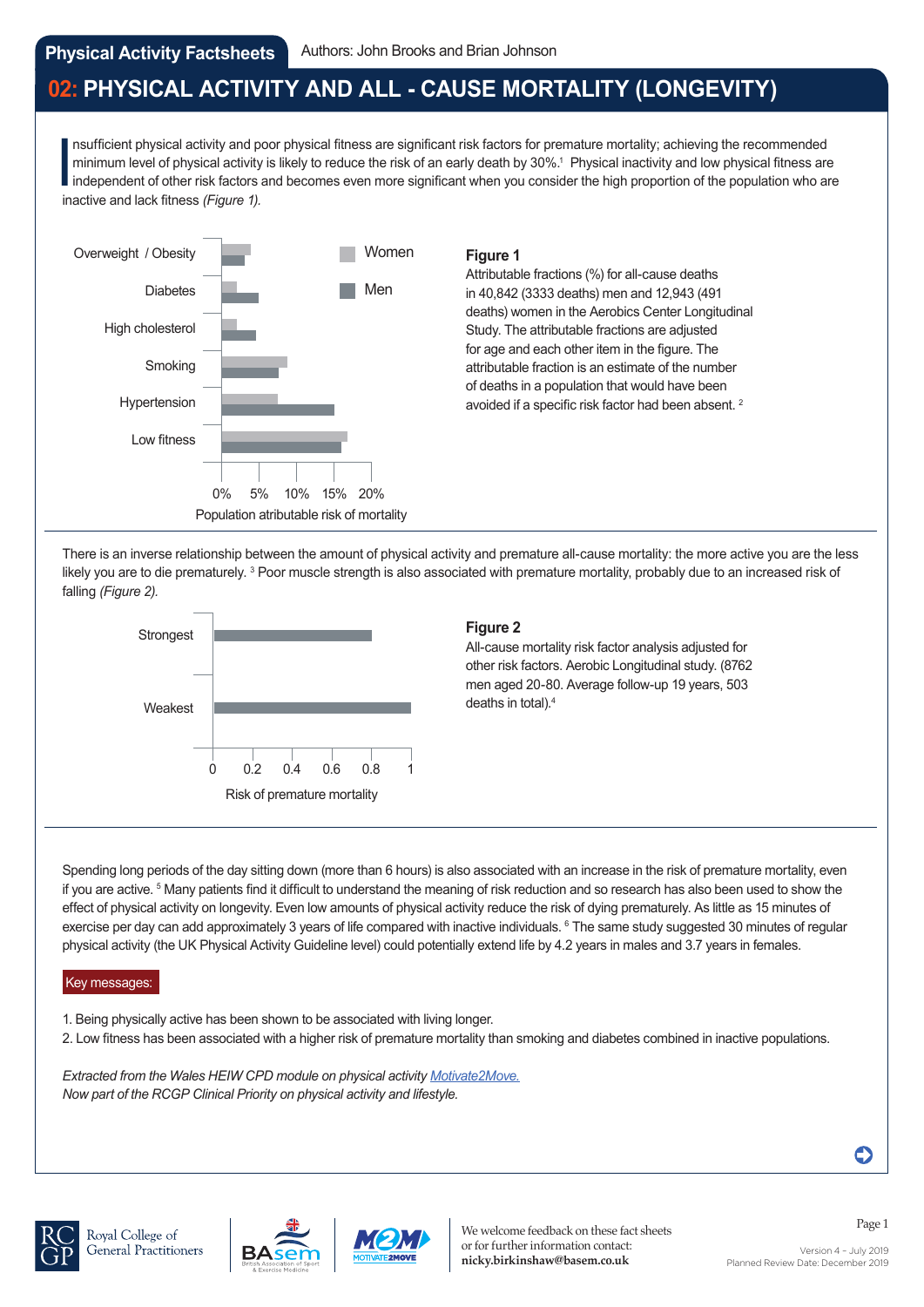**Physical Activity Factsheets** Authors: John Brooks and Brian Johnson

# 02: PHYSICAL ACTIVITY AND ALL - CAUSE MORTALITY (LONGEVITY)

Insufficient physical activity and poor physical fitness are significant risk factors for premature mortality; achieving the recommended minimum level of physical activity is likely to reduce the risk of an early death by 30%.[1] Physical inactivity and low physical fitness are independent of other risk factors and becomes even more significant when you consider the high proportion of the population who are inactive and lack fitness *(Figure 1).*

**Figure 1**

Attributable fractions (%) for all-cause deaths in 40,842 (3333 deaths) men and 12,943 (491 deaths) women in the Aerobics Center Longitudinal Study. The attributable fractions are adjusted for age and each other item in the figure. The attributable fraction is an estimate of the number of deaths in a population that would have been avoided if a specific risk factor had been absent.[2]

There is an inverse relationship between the amount of physical activity and premature all-cause mortality: the more active you are the less likely you are to die prematurely.[3] Poor muscle strength is also associated with premature mortality, probably due to an increased risk of falling *(Figure 2).*

**Figure 2**

All-cause mortality risk factor analysis adjusted for other risk factors. Aerobic Longitudinal study. (8762 men aged 20-80. Average follow-up 19 years, 503 deaths in total).[4]

Spending long periods of the day sitting down (more than 6 hours) is also associated with an increase in the risk of premature mortality, even if you are active.[5] Many patients find it difficult to understand the meaning of risk reduction and so research has also been used to show the effect of physical activity on longevity. Even low amounts of physical activity reduce the risk of dying prematurely. As little as 15 minutes of exercise per day can add approximately 3 years of life compared with inactive individuals.[6] The same study suggested 30 minutes of regular physical activity (the UK Physical Activity Guideline level) could potentially extend life by 4.2 years in males and 3.7 years in females.

**Key messages:**

1. Being physically active has been shown to be associated with living longer.
2. Low fitness has been associated with a higher risk of premature mortality than smoking and diabetes combined in inactive populations.

*Extracted from the Wales HEIW CPD module on physical activity Motivate2Move.*
*Now part of the RCGP Clinical Priority on physical activity and lifestyle.*

We welcome feedback on these fact sheets or for further information contact: **nicky.birkinshaw@basem.co.uk**

Version 4 – July 2019
Planned Review Date: December 2019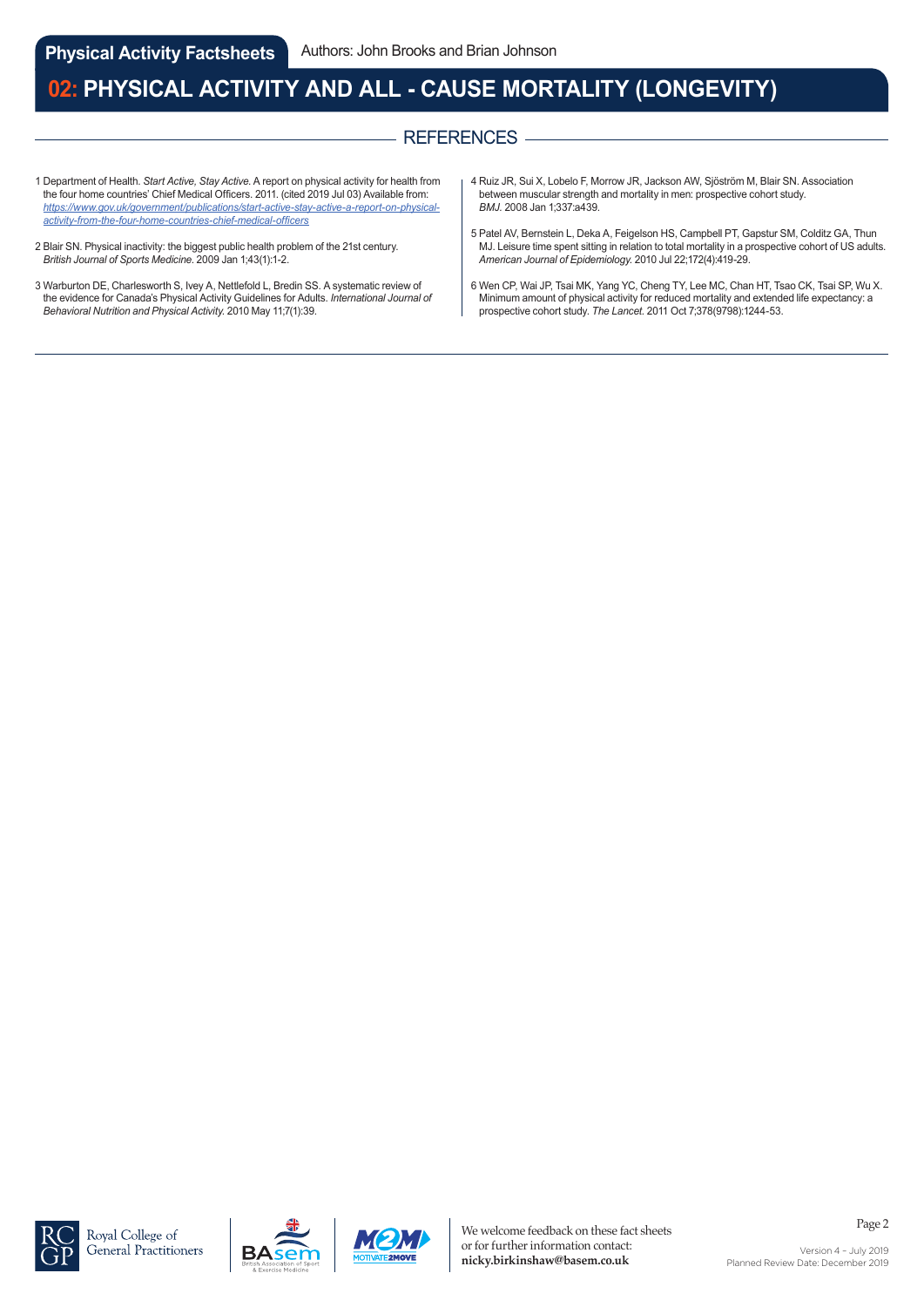## REFERENCES

1 Department of Health. *Start Active, Stay Active.* A report on physical activity for health from the four home countries' Chief Medical Officers. 2011. (cited 2019 Jul 03) Available from: https://www.gov.uk/government/publications/start-active-stay-active-a-report-on-physical-activity-from-the-four-home-countries-chief-medical-officers

2 Blair SN. Physical inactivity: the biggest public health problem of the 21st century. *British Journal of Sports Medicine*. 2009 Jan 1;43(1):1-2.

3 Warburton DE, Charlesworth S, Ivey A, Nettlefold L, Bredin SS. A systematic review of the evidence for Canada's Physical Activity Guidelines for Adults. *International Journal of Behavioral Nutrition and Physical Activity.* 2010 May 11;7(1):39.

4 Ruiz JR, Sui X, Lobelo F, Morrow JR, Jackson AW, Sjöström M, Blair SN. Association between muscular strength and mortality in men: prospective cohort study. *BMJ.* 2008 Jan 1;337:a439.

5 Patel AV, Bernstein L, Deka A, Feigelson HS, Campbell PT, Gapstur SM, Colditz GA, Thun MJ. Leisure time spent sitting in relation to total mortality in a prospective cohort of US adults. *American Journal of Epidemiology.* 2010 Jul 22;172(4):419-29.

6 Wen CP, Wai JP, Tsai MK, Yang YC, Cheng TY, Lee MC, Chan HT, Tsao CK, Tsai SP, Wu X. Minimum amount of physical activity for reduced mortality and extended life expectancy: a prospective cohort study. *The Lancet*. 2011 Oct 7;378(9798):1244-53.

We welcome feedback on these fact sheets or for further information contact: **nicky.birkinshaw@basem.co.uk**

Version 4 – July 2019
Planned Review Date: December 2019